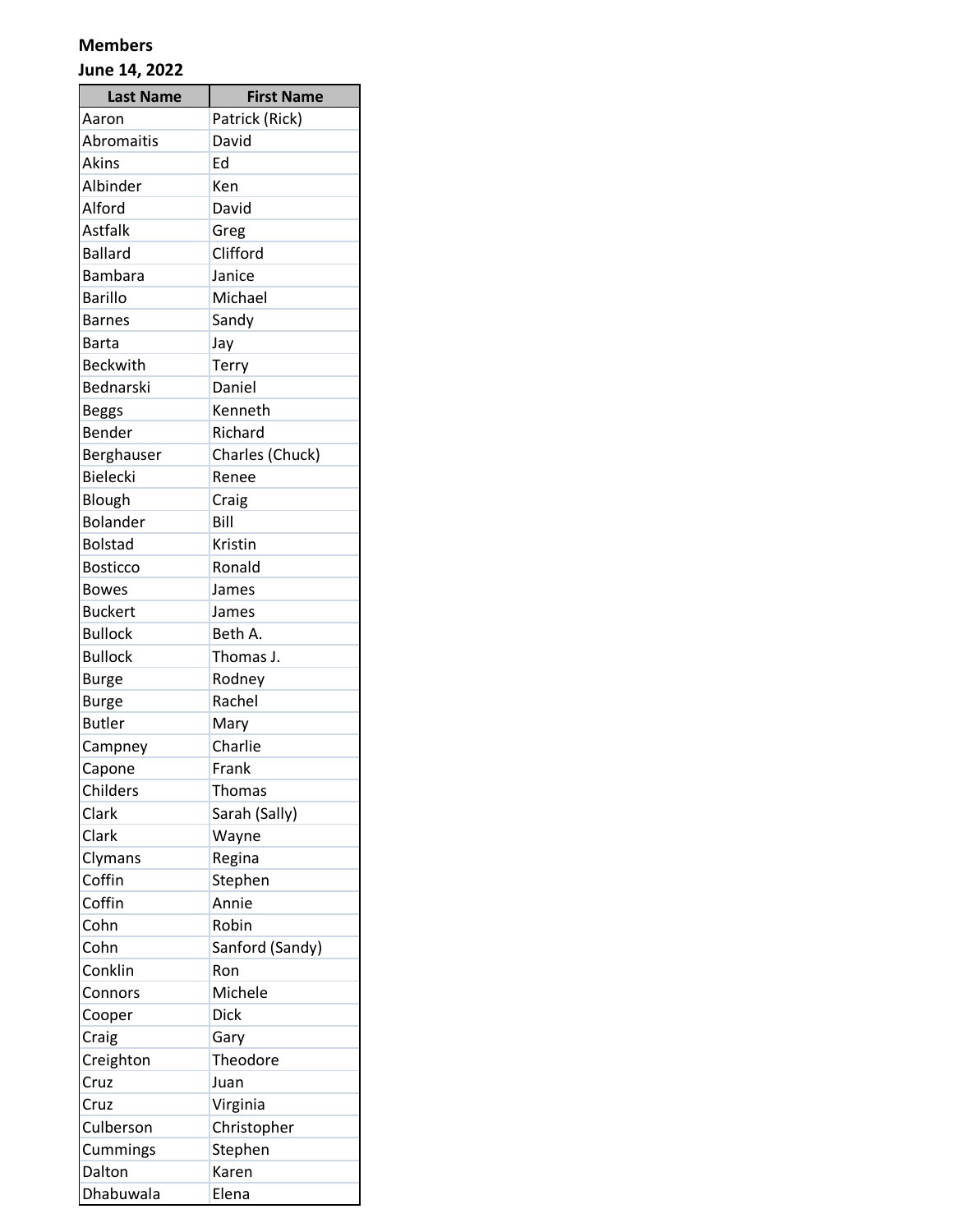**Members**

**June 14, 2022**

| Last Name | First Name |
|---|---|
| Aaron | Patrick (Rick) |
| Abromaitis | David |
| Akins | Ed |
| Albinder | Ken |
| Alford | David |
| Astfalk | Greg |
| Ballard | Clifford |
| Bambara | Janice |
| Barillo | Michael |
| Barnes | Sandy |
| Barta | Jay |
| Beckwith | Terry |
| Bednarski | Daniel |
| Beggs | Kenneth |
| Bender | Richard |
| Berghauser | Charles (Chuck) |
| Bielecki | Renee |
| Blough | Craig |
| Bolander | Bill |
| Bolstad | Kristin |
| Bosticco | Ronald |
| Bowes | James |
| Buckert | James |
| Bullock | Beth A. |
| Bullock | Thomas J. |
| Burge | Rodney |
| Burge | Rachel |
| Butler | Mary |
| Campney | Charlie |
| Capone | Frank |
| Childers | Thomas |
| Clark | Sarah (Sally) |
| Clark | Wayne |
| Clymans | Regina |
| Coffin | Stephen |
| Coffin | Annie |
| Cohn | Robin |
| Cohn | Sanford (Sandy) |
| Conklin | Ron |
| Connors | Michele |
| Cooper | Dick |
| Craig | Gary |
| Creighton | Theodore |
| Cruz | Juan |
| Cruz | Virginia |
| Culberson | Christopher |
| Cummings | Stephen |
| Dalton | Karen |
| Dhabuwala | Elena |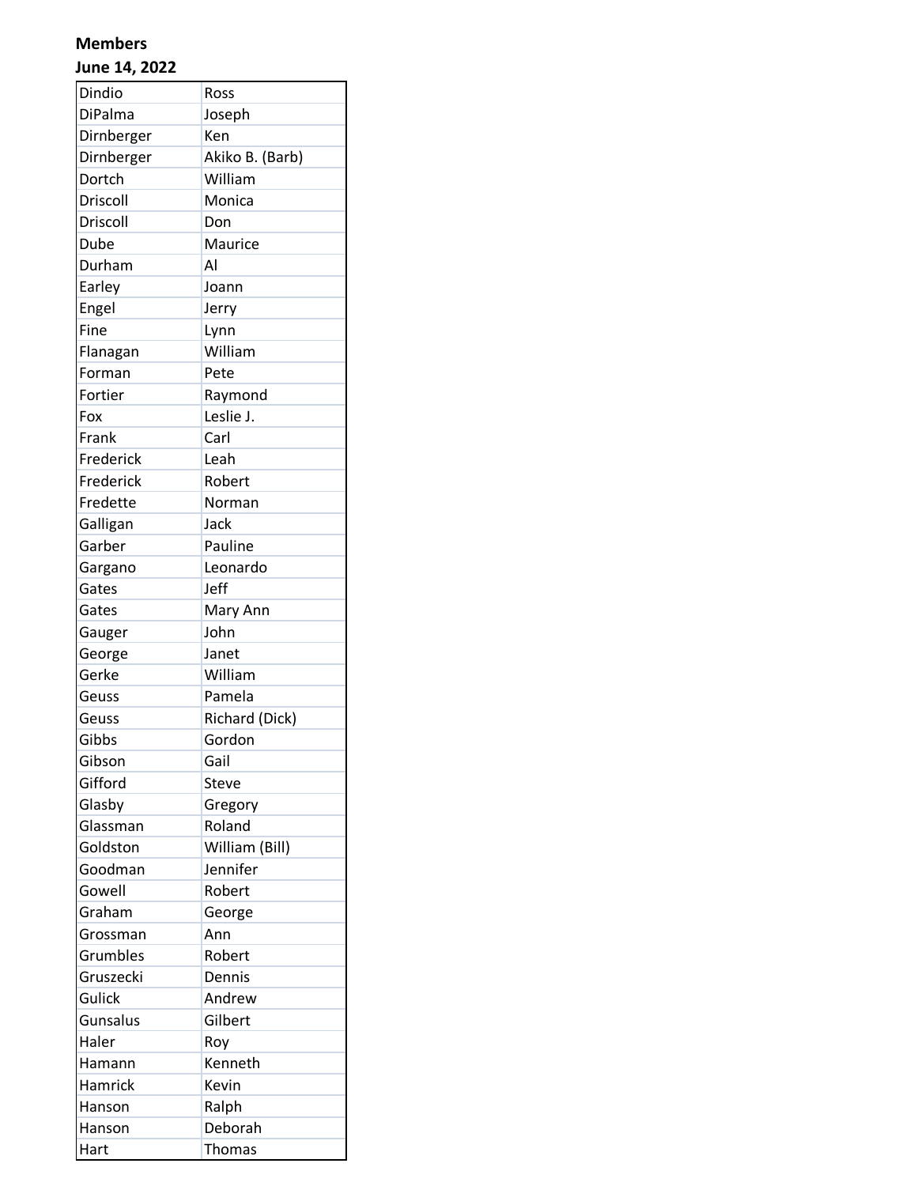**Members**

**June 14, 2022**

| | |
|---|---|
| Dindio | Ross |
| DiPalma | Joseph |
| Dirnberger | Ken |
| Dirnberger | Akiko B. (Barb) |
| Dortch | William |
| Driscoll | Monica |
| Driscoll | Don |
| Dube | Maurice |
| Durham | Al |
| Earley | Joann |
| Engel | Jerry |
| Fine | Lynn |
| Flanagan | William |
| Forman | Pete |
| Fortier | Raymond |
| Fox | Leslie J. |
| Frank | Carl |
| Frederick | Leah |
| Frederick | Robert |
| Fredette | Norman |
| Galligan | Jack |
| Garber | Pauline |
| Gargano | Leonardo |
| Gates | Jeff |
| Gates | Mary Ann |
| Gauger | John |
| George | Janet |
| Gerke | William |
| Geuss | Pamela |
| Geuss | Richard (Dick) |
| Gibbs | Gordon |
| Gibson | Gail |
| Gifford | Steve |
| Glasby | Gregory |
| Glassman | Roland |
| Goldston | William (Bill) |
| Goodman | Jennifer |
| Gowell | Robert |
| Graham | George |
| Grossman | Ann |
| Grumbles | Robert |
| Gruszecki | Dennis |
| Gulick | Andrew |
| Gunsalus | Gilbert |
| Haler | Roy |
| Hamann | Kenneth |
| Hamrick | Kevin |
| Hanson | Ralph |
| Hanson | Deborah |
| Hart | Thomas |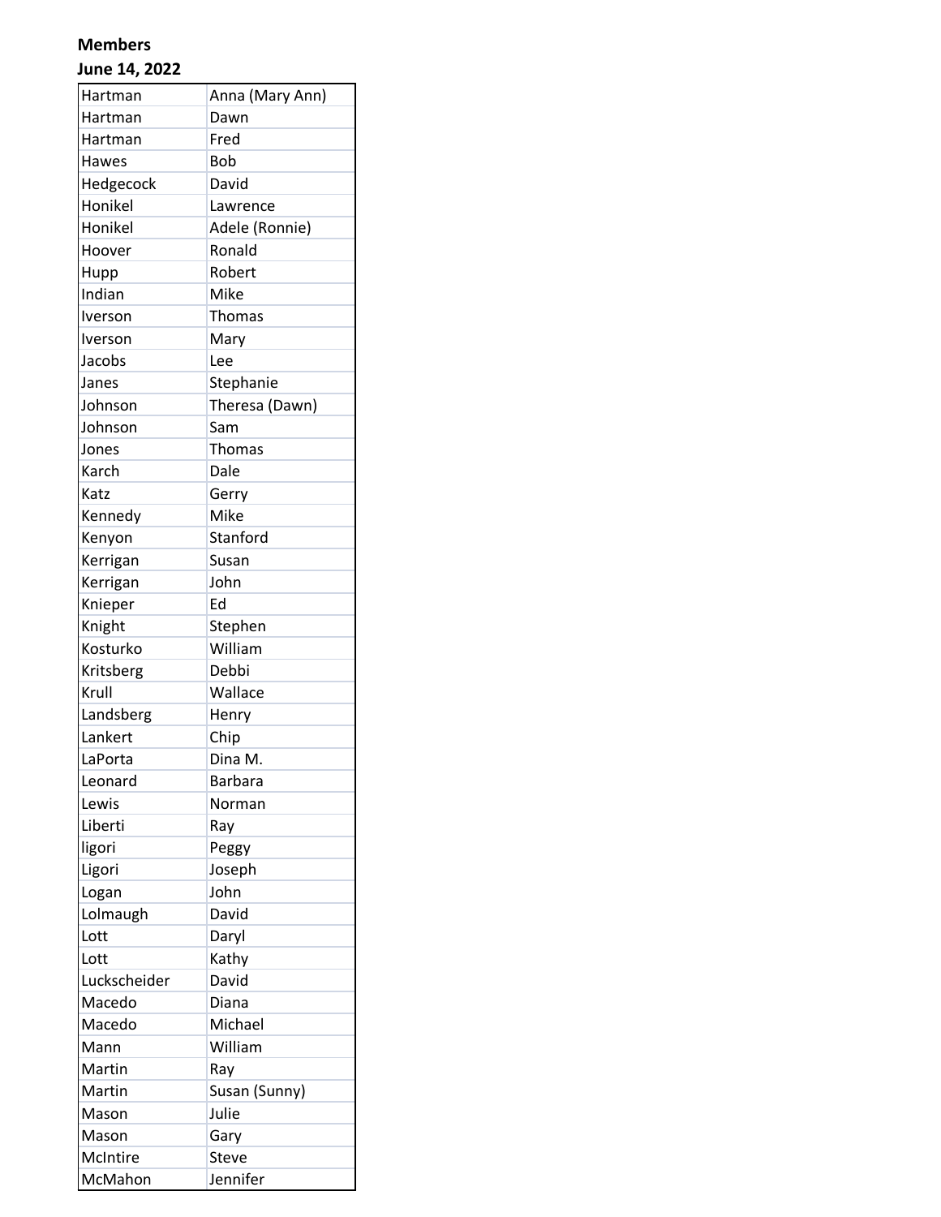**Members**

**June 14, 2022**

| | |
|---|---|
| Hartman | Anna (Mary Ann) |
| Hartman | Dawn |
| Hartman | Fred |
| Hawes | Bob |
| Hedgecock | David |
| Honikel | Lawrence |
| Honikel | Adele (Ronnie) |
| Hoover | Ronald |
| Hupp | Robert |
| Indian | Mike |
| Iverson | Thomas |
| Iverson | Mary |
| Jacobs | Lee |
| Janes | Stephanie |
| Johnson | Theresa (Dawn) |
| Johnson | Sam |
| Jones | Thomas |
| Karch | Dale |
| Katz | Gerry |
| Kennedy | Mike |
| Kenyon | Stanford |
| Kerrigan | Susan |
| Kerrigan | John |
| Knieper | Ed |
| Knight | Stephen |
| Kosturko | William |
| Kritsberg | Debbi |
| Krull | Wallace |
| Landsberg | Henry |
| Lankert | Chip |
| LaPorta | Dina M. |
| Leonard | Barbara |
| Lewis | Norman |
| Liberti | Ray |
| ligori | Peggy |
| Ligori | Joseph |
| Logan | John |
| Lolmaugh | David |
| Lott | Daryl |
| Lott | Kathy |
| Luckscheider | David |
| Macedo | Diana |
| Macedo | Michael |
| Mann | William |
| Martin | Ray |
| Martin | Susan (Sunny) |
| Mason | Julie |
| Mason | Gary |
| McIntire | Steve |
| McMahon | Jennifer |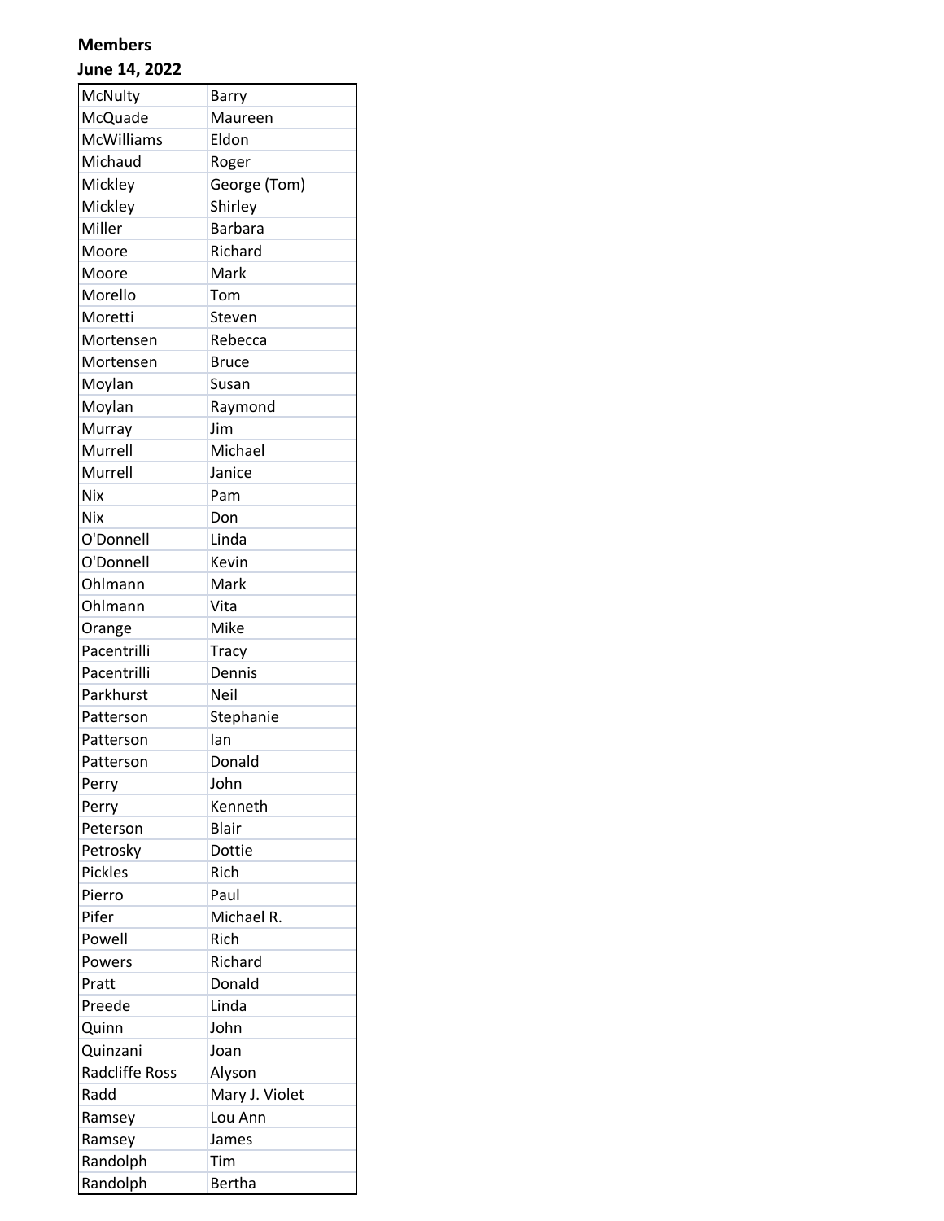**Members**

**June 14, 2022**

| | |
|---|---|
| McNulty | Barry |
| McQuade | Maureen |
| McWilliams | Eldon |
| Michaud | Roger |
| Mickley | George (Tom) |
| Mickley | Shirley |
| Miller | Barbara |
| Moore | Richard |
| Moore | Mark |
| Morello | Tom |
| Moretti | Steven |
| Mortensen | Rebecca |
| Mortensen | Bruce |
| Moylan | Susan |
| Moylan | Raymond |
| Murray | Jim |
| Murrell | Michael |
| Murrell | Janice |
| Nix | Pam |
| Nix | Don |
| O'Donnell | Linda |
| O'Donnell | Kevin |
| Ohlmann | Mark |
| Ohlmann | Vita |
| Orange | Mike |
| Pacentrilli | Tracy |
| Pacentrilli | Dennis |
| Parkhurst | Neil |
| Patterson | Stephanie |
| Patterson | Ian |
| Patterson | Donald |
| Perry | John |
| Perry | Kenneth |
| Peterson | Blair |
| Petrosky | Dottie |
| Pickles | Rich |
| Pierro | Paul |
| Pifer | Michael R. |
| Powell | Rich |
| Powers | Richard |
| Pratt | Donald |
| Preede | Linda |
| Quinn | John |
| Quinzani | Joan |
| Radcliffe Ross | Alyson |
| Radd | Mary J. Violet |
| Ramsey | Lou Ann |
| Ramsey | James |
| Randolph | Tim |
| Randolph | Bertha |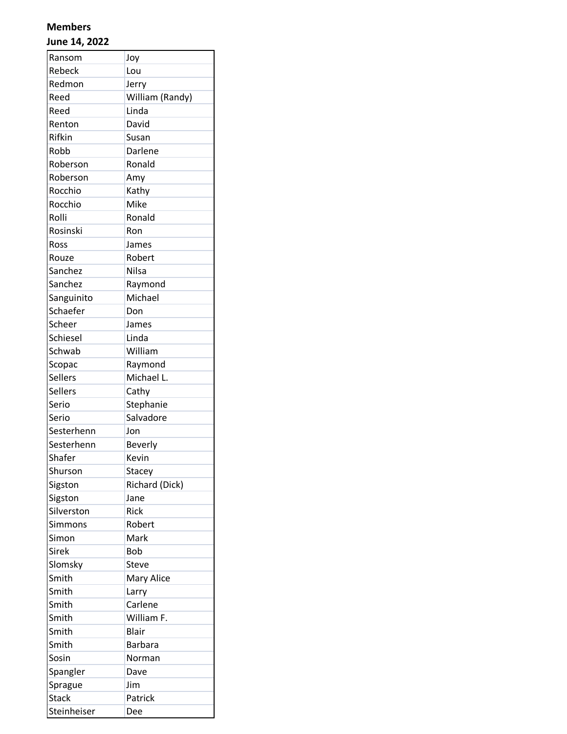**Members**

**June 14, 2022**

| | |
|---|---|
| Ransom | Joy |
| Rebeck | Lou |
| Redmon | Jerry |
| Reed | William (Randy) |
| Reed | Linda |
| Renton | David |
| Rifkin | Susan |
| Robb | Darlene |
| Roberson | Ronald |
| Roberson | Amy |
| Rocchio | Kathy |
| Rocchio | Mike |
| Rolli | Ronald |
| Rosinski | Ron |
| Ross | James |
| Rouze | Robert |
| Sanchez | Nilsa |
| Sanchez | Raymond |
| Sanguinito | Michael |
| Schaefer | Don |
| Scheer | James |
| Schiesel | Linda |
| Schwab | William |
| Scopac | Raymond |
| Sellers | Michael L. |
| Sellers | Cathy |
| Serio | Stephanie |
| Serio | Salvadore |
| Sesterhenn | Jon |
| Sesterhenn | Beverly |
| Shafer | Kevin |
| Shurson | Stacey |
| Sigston | Richard (Dick) |
| Sigston | Jane |
| Silverston | Rick |
| Simmons | Robert |
| Simon | Mark |
| Sirek | Bob |
| Slomsky | Steve |
| Smith | Mary Alice |
| Smith | Larry |
| Smith | Carlene |
| Smith | William F. |
| Smith | Blair |
| Smith | Barbara |
| Sosin | Norman |
| Spangler | Dave |
| Sprague | Jim |
| Stack | Patrick |
| Steinheiser | Dee |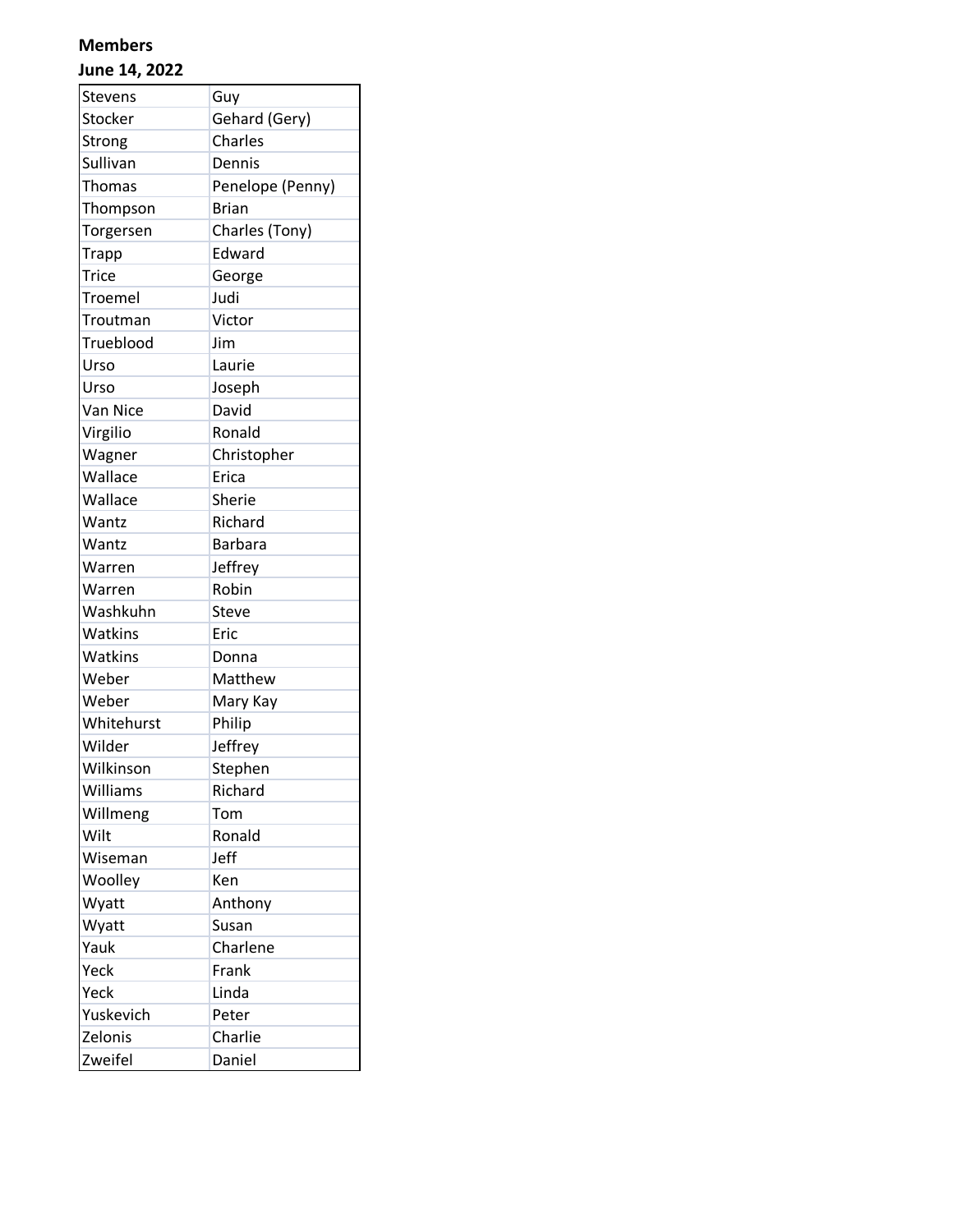**Members**

**June 14, 2022**

| | |
|---|---|
| Stevens | Guy |
| Stocker | Gehard (Gery) |
| Strong | Charles |
| Sullivan | Dennis |
| Thomas | Penelope (Penny) |
| Thompson | Brian |
| Torgersen | Charles (Tony) |
| Trapp | Edward |
| Trice | George |
| Troemel | Judi |
| Troutman | Victor |
| Trueblood | Jim |
| Urso | Laurie |
| Urso | Joseph |
| Van Nice | David |
| Virgilio | Ronald |
| Wagner | Christopher |
| Wallace | Erica |
| Wallace | Sherie |
| Wantz | Richard |
| Wantz | Barbara |
| Warren | Jeffrey |
| Warren | Robin |
| Washkuhn | Steve |
| Watkins | Eric |
| Watkins | Donna |
| Weber | Matthew |
| Weber | Mary Kay |
| Whitehurst | Philip |
| Wilder | Jeffrey |
| Wilkinson | Stephen |
| Williams | Richard |
| Willmeng | Tom |
| Wilt | Ronald |
| Wiseman | Jeff |
| Woolley | Ken |
| Wyatt | Anthony |
| Wyatt | Susan |
| Yauk | Charlene |
| Yeck | Frank |
| Yeck | Linda |
| Yuskevich | Peter |
| Zelonis | Charlie |
| Zweifel | Daniel |